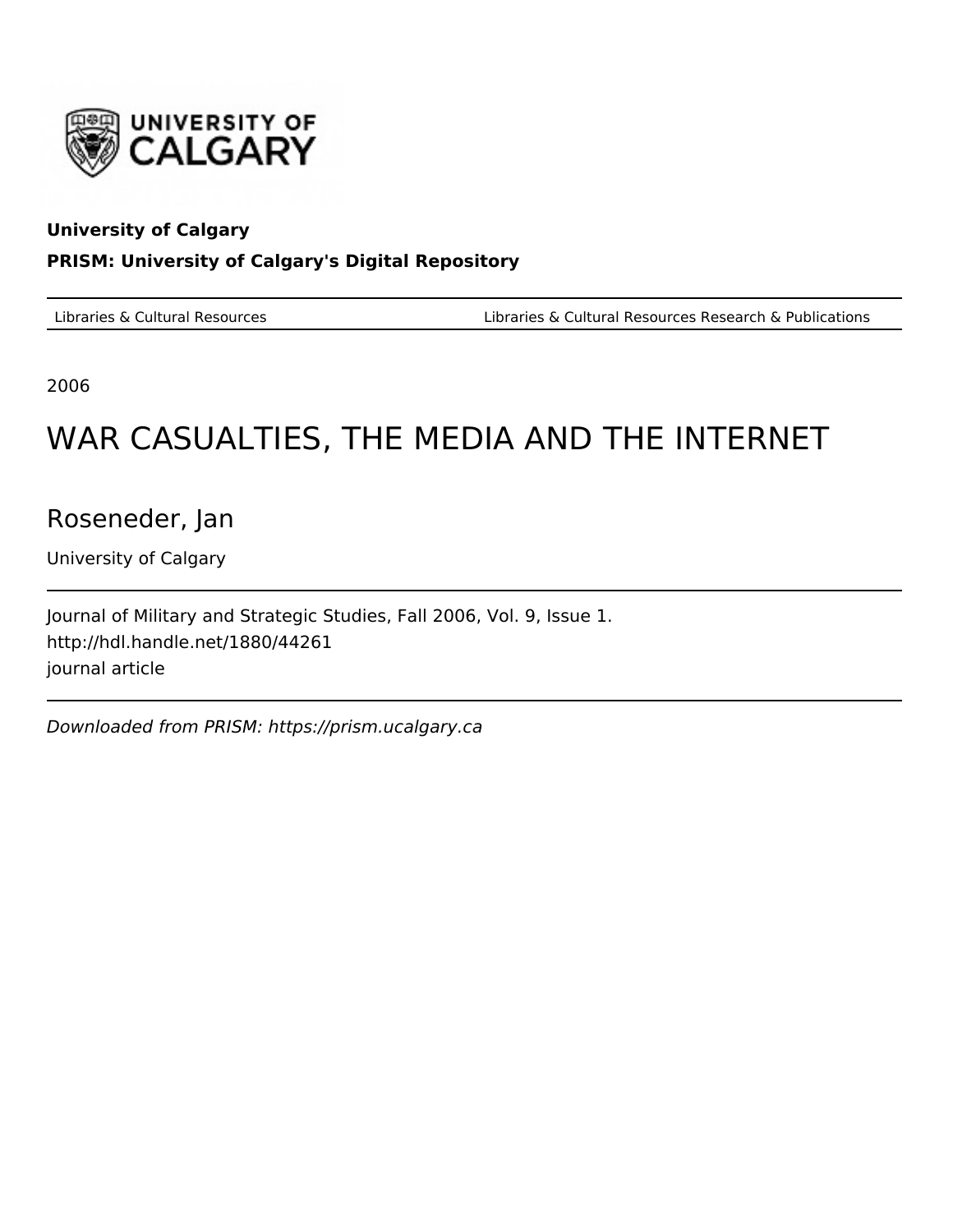University of Calgary

**University of Calgary**

**PRISM: University of Calgary's Digital Repository**

Libraries & Cultural Resources | Libraries & Cultural Resources Research & Publications

2006

# WAR CASUALTIES, THE MEDIA AND THE INTERNET

Roseneder, Jan

University of Calgary

Journal of Military and Strategic Studies, Fall 2006, Vol. 9, Issue 1.
http://hdl.handle.net/1880/44261
journal article

*Downloaded from PRISM: https://prism.ucalgary.ca*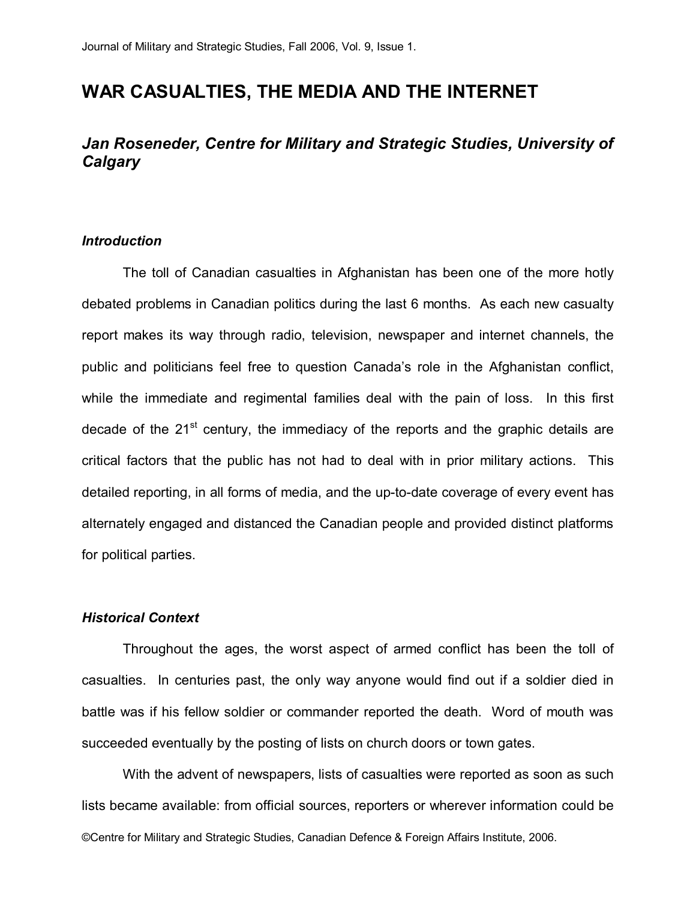# WAR CASUALTIES, THE MEDIA AND THE INTERNET

### *Jan Roseneder, Centre for Military and Strategic Studies, University of Calgary*

#### *Introduction*

The toll of Canadian casualties in Afghanistan has been one of the more hotly debated problems in Canadian politics during the last 6 months. As each new casualty report makes its way through radio, television, newspaper and internet channels, the public and politicians feel free to question Canada's role in the Afghanistan conflict, while the immediate and regimental families deal with the pain of loss. In this first decade of the 21st century, the immediacy of the reports and the graphic details are critical factors that the public has not had to deal with in prior military actions. This detailed reporting, in all forms of media, and the up-to-date coverage of every event has alternately engaged and distanced the Canadian people and provided distinct platforms for political parties.

#### *Historical Context*

Throughout the ages, the worst aspect of armed conflict has been the toll of casualties. In centuries past, the only way anyone would find out if a soldier died in battle was if his fellow soldier or commander reported the death. Word of mouth was succeeded eventually by the posting of lists on church doors or town gates.

With the advent of newspapers, lists of casualties were reported as soon as such lists became available: from official sources, reporters or wherever information could be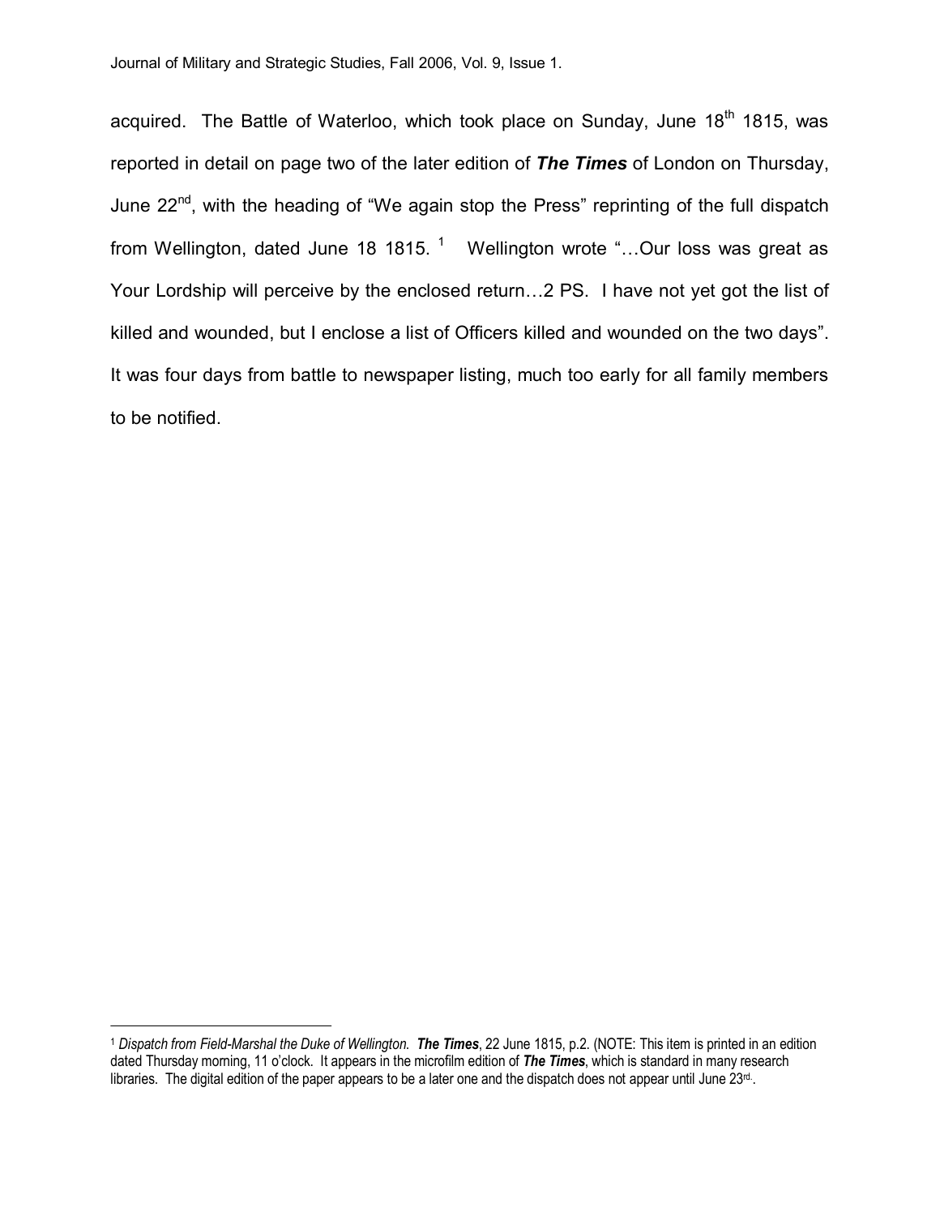acquired. The Battle of Waterloo, which took place on Sunday, June 18th 1815, was reported in detail on page two of the later edition of ***The Times*** of London on Thursday, June 22nd, with the heading of "We again stop the Press" reprinting of the full dispatch from Wellington, dated June 18 1815. [1] Wellington wrote "…Our loss was great as Your Lordship will perceive by the enclosed return…2 PS. I have not yet got the list of killed and wounded, but I enclose a list of Officers killed and wounded on the two days". It was four days from battle to newspaper listing, much too early for all family members to be notified.

---

[1] *Dispatch from Field-Marshal the Duke of Wellington.* ***The Times***, 22 June 1815, p.2. (NOTE: This item is printed in an edition dated Thursday morning, 11 o'clock. It appears in the microfilm edition of ***The Times***, which is standard in many research libraries. The digital edition of the paper appears to be a later one and the dispatch does not appear until June 23rd.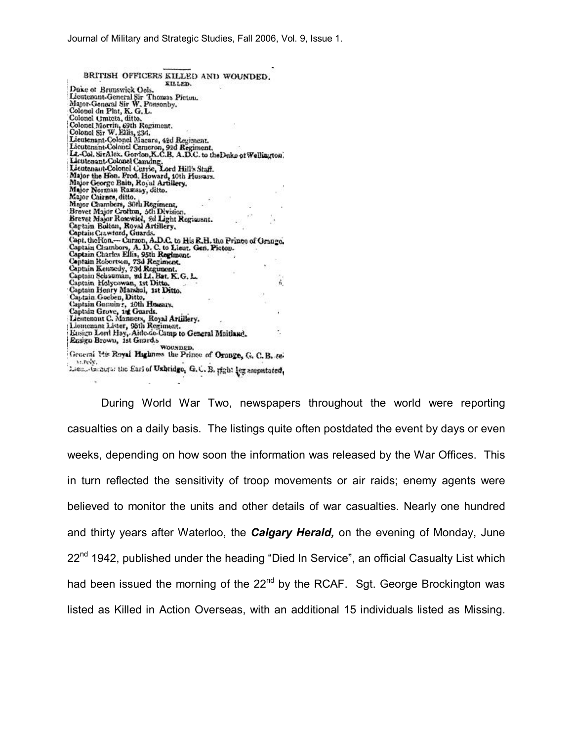BRITISH OFFICERS KILLED AND WOUNDED.

KILLED.

Duke of Brunswick Oels.
Lieutenant-General Sir Thomas Picton.
Major-General Sir W. Ponsonby.
Colonel du Plat, K. G. L.
Colonel Umtota, ditto.
Colonel Morris, 69th Regiment.
Colonel Sir W. Ellis, 23d.
Lieutenant-Colonel Macara, 42d Regiment.
Lieutenant-Colonel Cameron, 92d Regiment.
Lt.-Col. Sir Alex. Gordon, K.C.B. A.D.C. to the Duke of Wellington.
Lieutenant-Colonel Canning.
Lieutenant-Colonel Currie, Lord Hill's Staff.
Major the Hon. Fred. Howard, 10th Hussars.
Major George Bain, Royal Artillery.
Major Norman Ramsay, ditto.
Major Cairnes, ditto.
Major Chambers, 30th Regiment.
Brevet Major Crofton, 5th Division.
Brevet Major Rosewicl, 9d Light Regiment.
Captain Bolton, Royal Artillery.
Captain Crawford, Guards.
Capt. the Hon.— Curzon, A.D.C. to His R.H. the Prince of Orange.
Captain Chambers, A. D. C. to Lieut. Gen. Picton.
Captain Charles Ellis, 95th Regiment.
Captain Robertson, 73d Regiment.
Captain Kennedy, 73d Regiment.
Captain Schauman, 2d Lt. Bat. K. G. L.
Captain Holycowan, 1st Ditto.
Captain Henry Marshal, 1st Ditto.
Captain Goeben, Ditto.
Captain Gurnin, 10th Hussars.
Captain Grove, 1st Guards.
Lieutenant C. Manners, Royal Artillery.
Lieutenant Lister, 95th Regiment.
Ensign Lord Hay, Aide-de-Camp to General Maitland.
Ensign Brown, 1st Guards.

WOUNDED.

General His Royal Highness the Prince of Orange, G. C. B. severely.
Lieut.-General the Earl of Uxbridge, G. C. B. right leg amputated,

During World War Two, newspapers throughout the world were reporting casualties on a daily basis. The listings quite often postdated the event by days or even weeks, depending on how soon the information was released by the War Offices. This in turn reflected the sensitivity of troop movements or air raids; enemy agents were believed to monitor the units and other details of war casualties. Nearly one hundred and thirty years after Waterloo, the ***Calgary Herald,*** on the evening of Monday, June 22nd 1942, published under the heading "Died In Service", an official Casualty List which had been issued the morning of the 22nd by the RCAF. Sgt. George Brockington was listed as Killed in Action Overseas, with an additional 15 individuals listed as Missing.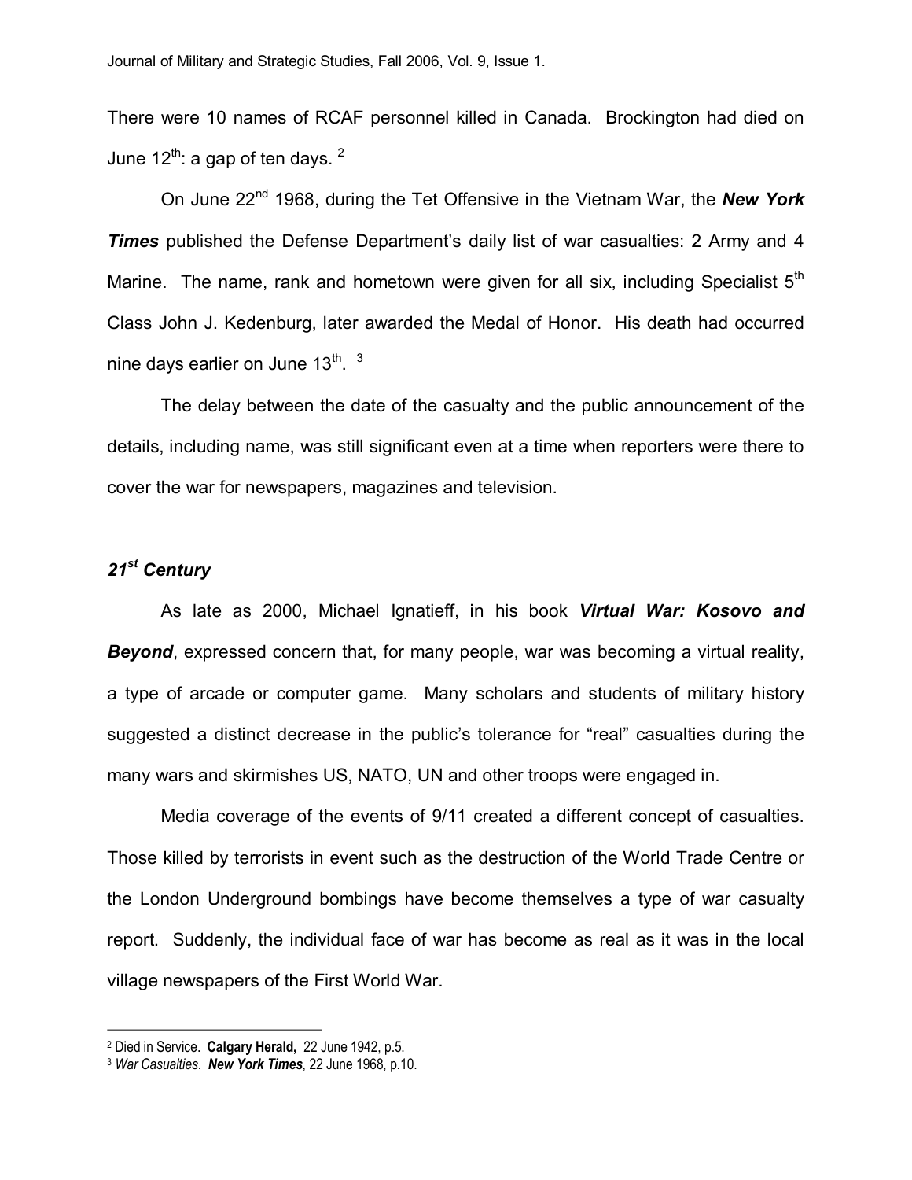There were 10 names of RCAF personnel killed in Canada. Brockington had died on June 12th: a gap of ten days. [2]

On June 22nd 1968, during the Tet Offensive in the Vietnam War, the ***New York Times*** published the Defense Department's daily list of war casualties: 2 Army and 4 Marine. The name, rank and hometown were given for all six, including Specialist 5th Class John J. Kedenburg, later awarded the Medal of Honor. His death had occurred nine days earlier on June 13th. [3]

The delay between the date of the casualty and the public announcement of the details, including name, was still significant even at a time when reporters were there to cover the war for newspapers, magazines and television.

### *21st Century*

As late as 2000, Michael Ignatieff, in his book ***Virtual War: Kosovo and Beyond***, expressed concern that, for many people, war was becoming a virtual reality, a type of arcade or computer game. Many scholars and students of military history suggested a distinct decrease in the public's tolerance for "real" casualties during the many wars and skirmishes US, NATO, UN and other troops were engaged in.

Media coverage of the events of 9/11 created a different concept of casualties. Those killed by terrorists in event such as the destruction of the World Trade Centre or the London Underground bombings have become themselves a type of war casualty report. Suddenly, the individual face of war has become as real as it was in the local village newspapers of the First World War.

---

[2] Died in Service. **Calgary Herald,** 22 June 1942, p.5.

[3] *War Casualties*. ***New York Times***, 22 June 1968, p.10.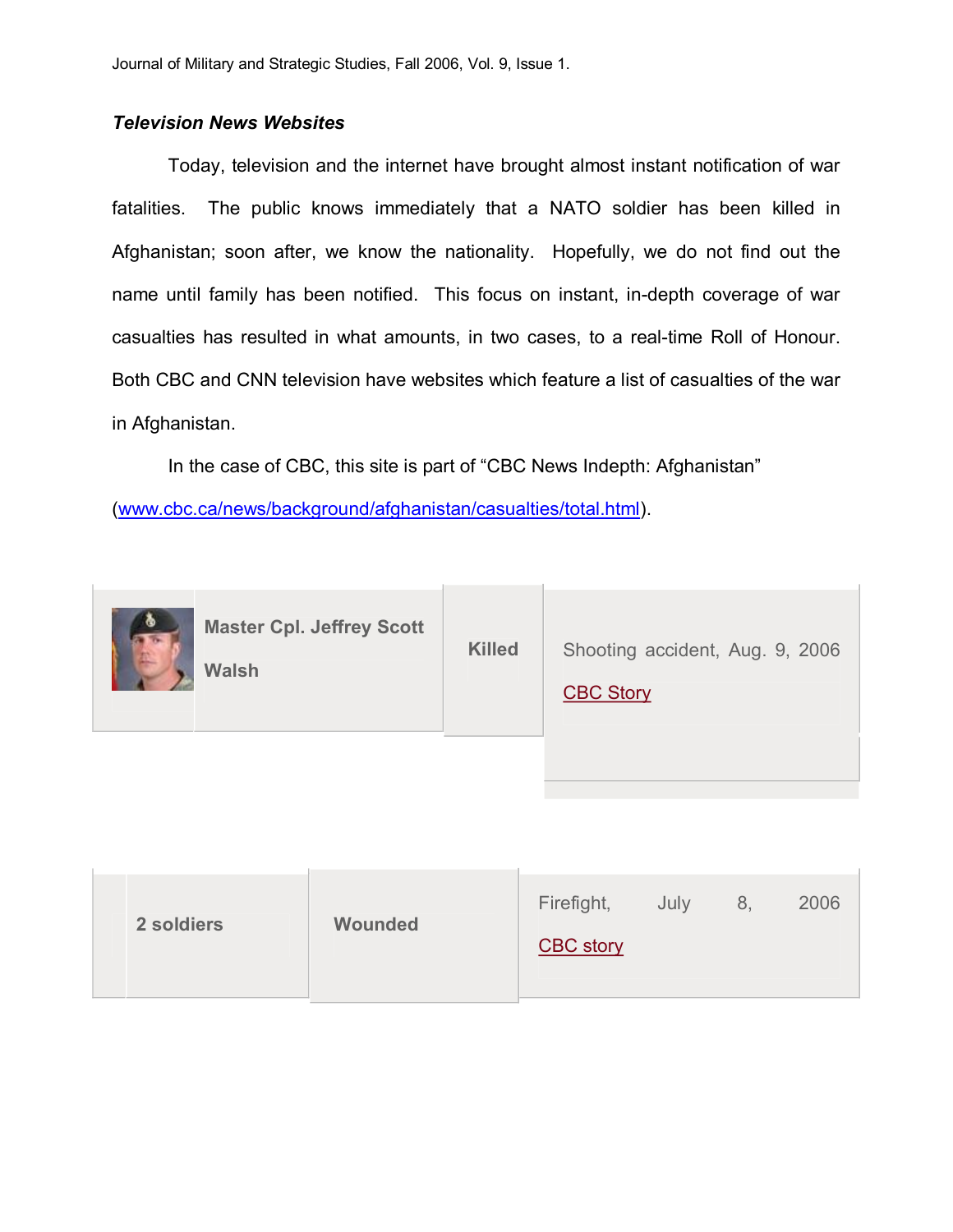### *Television News Websites*

Today, television and the internet have brought almost instant notification of war fatalities. The public knows immediately that a NATO soldier has been killed in Afghanistan; soon after, we know the nationality. Hopefully, we do not find out the name until family has been notified. This focus on instant, in-depth coverage of war casualties has resulted in what amounts, in two cases, to a real-time Roll of Honour. Both CBC and CNN television have websites which feature a list of casualties of the war in Afghanistan.

In the case of CBC, this site is part of "CBC News Indepth: Afghanistan" (www.cbc.ca/news/background/afghanistan/casualties/total.html).

| | | | |
|---|---|---|---|
| | **Master Cpl. Jeffrey Scott Walsh** | **Killed** | Shooting accident, Aug. 9, 2006 CBC Story |

| | | | |
|---|---|---|---|
| | **2 soldiers** | **Wounded** | Firefight, July 8, 2006 CBC story |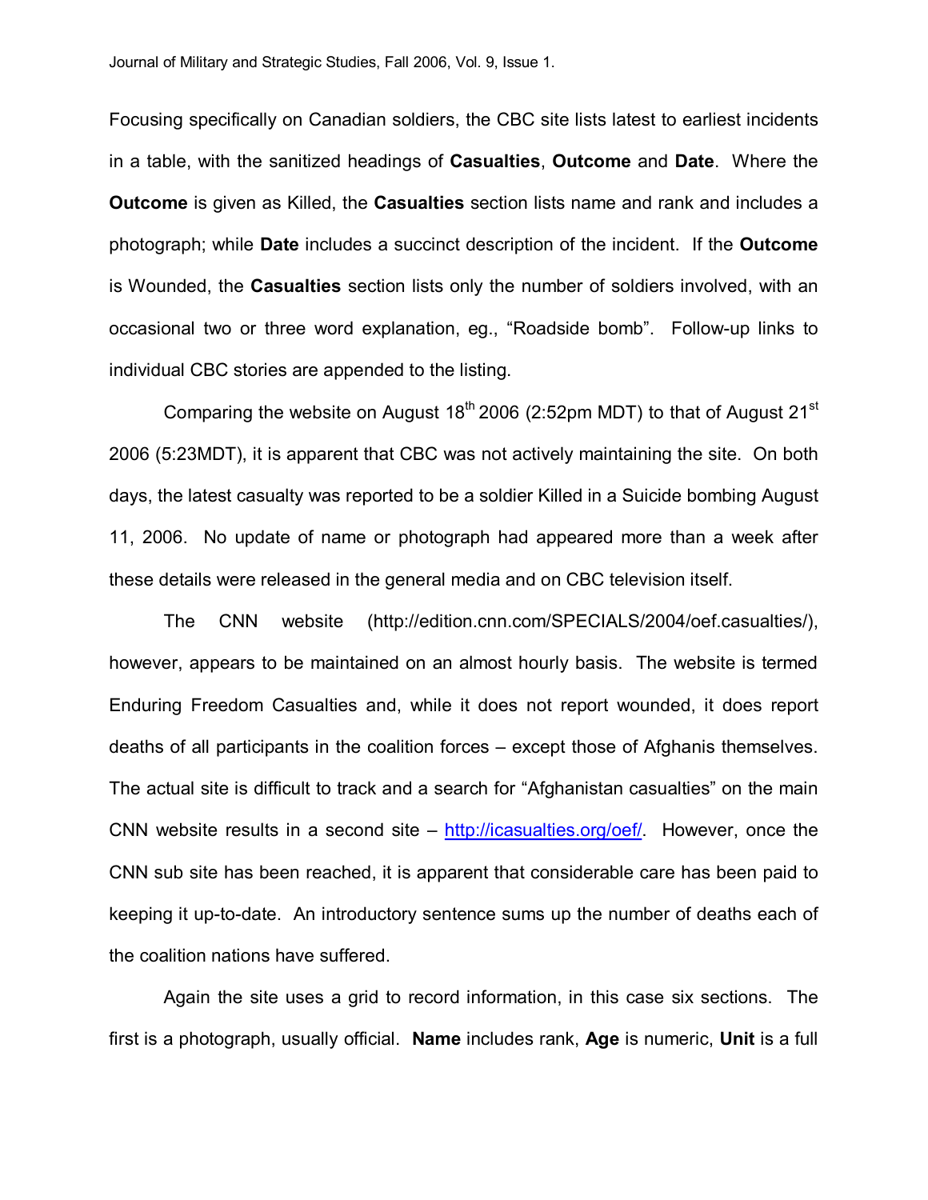Focusing specifically on Canadian soldiers, the CBC site lists latest to earliest incidents in a table, with the sanitized headings of **Casualties**, **Outcome** and **Date**. Where the **Outcome** is given as Killed, the **Casualties** section lists name and rank and includes a photograph; while **Date** includes a succinct description of the incident. If the **Outcome** is Wounded, the **Casualties** section lists only the number of soldiers involved, with an occasional two or three word explanation, eg., "Roadside bomb". Follow-up links to individual CBC stories are appended to the listing.

Comparing the website on August 18th 2006 (2:52pm MDT) to that of August 21st 2006 (5:23MDT), it is apparent that CBC was not actively maintaining the site. On both days, the latest casualty was reported to be a soldier Killed in a Suicide bombing August 11, 2006. No update of name or photograph had appeared more than a week after these details were released in the general media and on CBC television itself.

The CNN website (http://edition.cnn.com/SPECIALS/2004/oef.casualties/), however, appears to be maintained on an almost hourly basis. The website is termed Enduring Freedom Casualties and, while it does not report wounded, it does report deaths of all participants in the coalition forces – except those of Afghanis themselves. The actual site is difficult to track and a search for "Afghanistan casualties" on the main CNN website results in a second site – http://icasualties.org/oef/. However, once the CNN sub site has been reached, it is apparent that considerable care has been paid to keeping it up-to-date. An introductory sentence sums up the number of deaths each of the coalition nations have suffered.

Again the site uses a grid to record information, in this case six sections. The first is a photograph, usually official. **Name** includes rank, **Age** is numeric, **Unit** is a full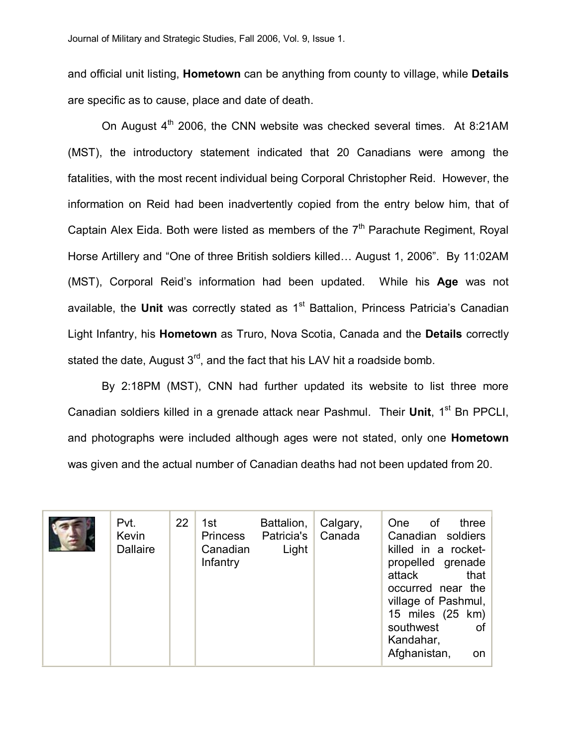and official unit listing, **Hometown** can be anything from county to village, while **Details** are specific as to cause, place and date of death.

On August 4th 2006, the CNN website was checked several times. At 8:21AM (MST), the introductory statement indicated that 20 Canadians were among the fatalities, with the most recent individual being Corporal Christopher Reid. However, the information on Reid had been inadvertently copied from the entry below him, that of Captain Alex Eida. Both were listed as members of the 7th Parachute Regiment, Royal Horse Artillery and "One of three British soldiers killed… August 1, 2006". By 11:02AM (MST), Corporal Reid's information had been updated. While his **Age** was not available, the **Unit** was correctly stated as 1st Battalion, Princess Patricia's Canadian Light Infantry, his **Hometown** as Truro, Nova Scotia, Canada and the **Details** correctly stated the date, August 3rd, and the fact that his LAV hit a roadside bomb.

By 2:18PM (MST), CNN had further updated its website to list three more Canadian soldiers killed in a grenade attack near Pashmul. Their **Unit**, 1st Bn PPCLI, and photographs were included although ages were not stated, only one **Hometown** was given and the actual number of Canadian deaths had not been updated from 20.

| | | | | | |
|---|---|---|---|---|---|
| | Pvt. Kevin Dallaire | 22 | 1st Battalion, Princess Patricia's Canadian Light Infantry | Calgary, Canada | One of three Canadian soldiers killed in a rocket-propelled grenade attack that occurred near the village of Pashmul, 15 miles (25 km) southwest of Kandahar, Afghanistan, on |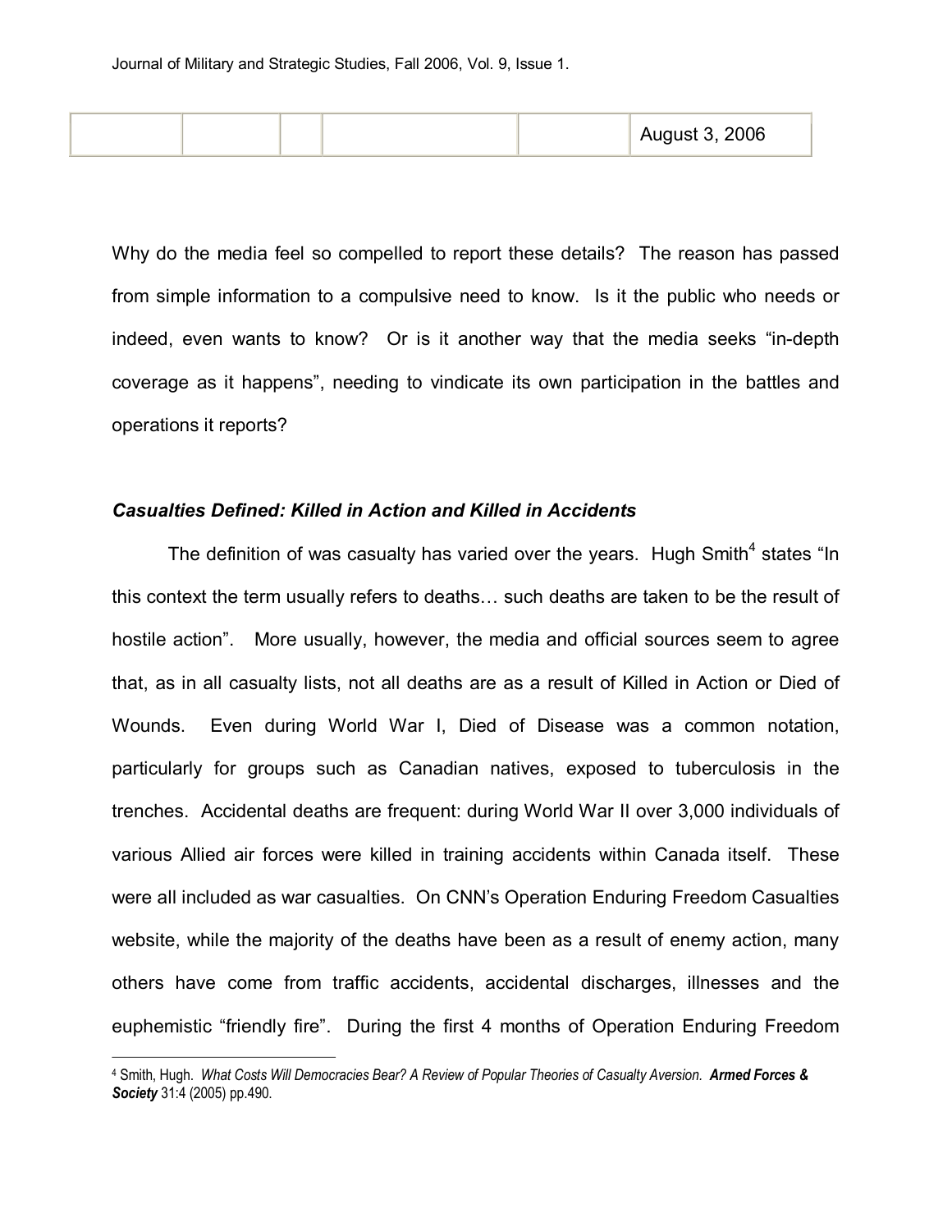|  |  |  |  |  | August 3, 2006 |
|---|---|---|---|---|---|

Why do the media feel so compelled to report these details? The reason has passed from simple information to a compulsive need to know. Is it the public who needs or indeed, even wants to know? Or is it another way that the media seeks "in-depth coverage as it happens", needing to vindicate its own participation in the battles and operations it reports?

***Casualties Defined: Killed in Action and Killed in Accidents***

The definition of was casualty has varied over the years. Hugh Smith[4] states "In this context the term usually refers to deaths… such deaths are taken to be the result of hostile action". More usually, however, the media and official sources seem to agree that, as in all casualty lists, not all deaths are as a result of Killed in Action or Died of Wounds. Even during World War I, Died of Disease was a common notation, particularly for groups such as Canadian natives, exposed to tuberculosis in the trenches. Accidental deaths are frequent: during World War II over 3,000 individuals of various Allied air forces were killed in training accidents within Canada itself. These were all included as war casualties. On CNN's Operation Enduring Freedom Casualties website, while the majority of the deaths have been as a result of enemy action, many others have come from traffic accidents, accidental discharges, illnesses and the euphemistic "friendly fire". During the first 4 months of Operation Enduring Freedom

---

[4] Smith, Hugh. *What Costs Will Democracies Bear? A Review of Popular Theories of Casualty Aversion.* ***Armed Forces & Society*** 31:4 (2005) pp.490.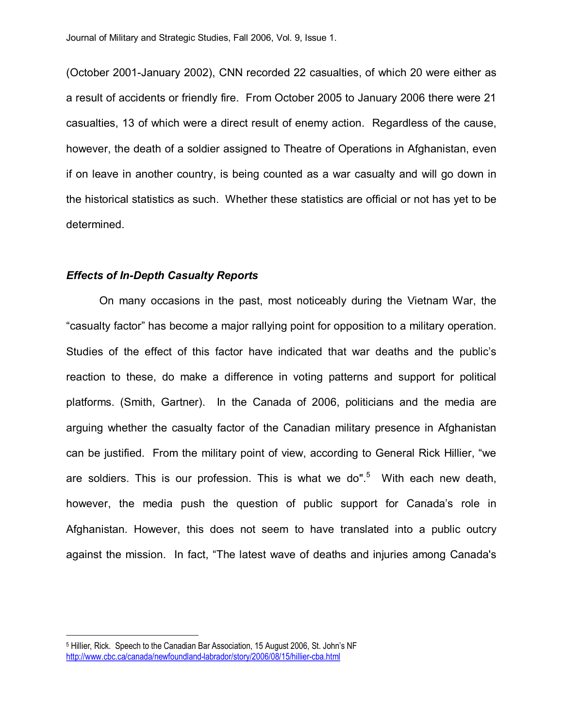(October 2001-January 2002), CNN recorded 22 casualties, of which 20 were either as a result of accidents or friendly fire. From October 2005 to January 2006 there were 21 casualties, 13 of which were a direct result of enemy action. Regardless of the cause, however, the death of a soldier assigned to Theatre of Operations in Afghanistan, even if on leave in another country, is being counted as a war casualty and will go down in the historical statistics as such. Whether these statistics are official or not has yet to be determined.

### *Effects of In-Depth Casualty Reports*

On many occasions in the past, most noticeably during the Vietnam War, the “casualty factor” has become a major rallying point for opposition to a military operation. Studies of the effect of this factor have indicated that war deaths and the public’s reaction to these, do make a difference in voting patterns and support for political platforms. (Smith, Gartner). In the Canada of 2006, politicians and the media are arguing whether the casualty factor of the Canadian military presence in Afghanistan can be justified. From the military point of view, according to General Rick Hillier, “we are soldiers. This is our profession. This is what we do".[5] With each new death, however, the media push the question of public support for Canada’s role in Afghanistan. However, this does not seem to have translated into a public outcry against the mission. In fact, “The latest wave of deaths and injuries among Canada's

---

[5] Hillier, Rick. Speech to the Canadian Bar Association, 15 August 2006, St. John’s NF http://www.cbc.ca/canada/newfoundland-labrador/story/2006/08/15/hillier-cba.html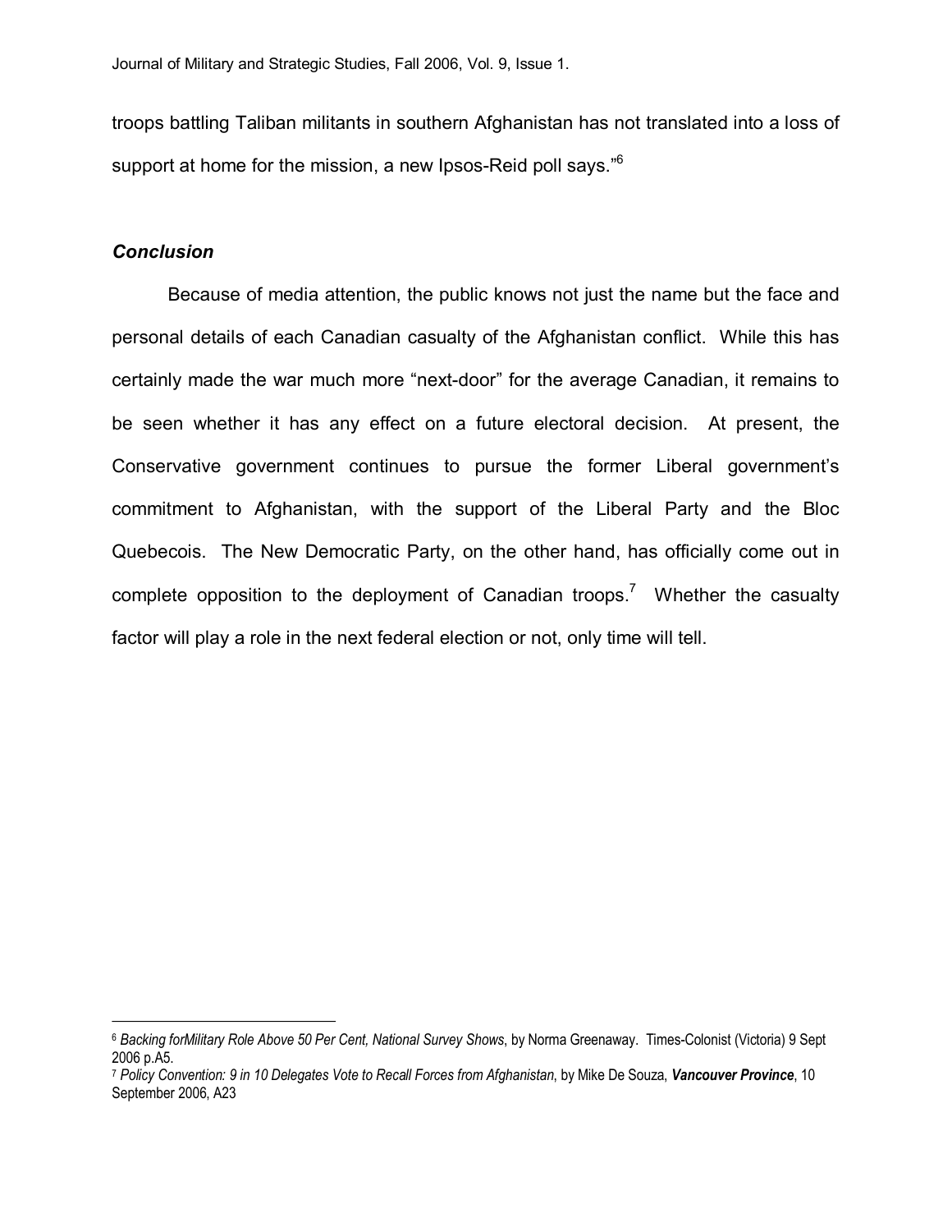troops battling Taliban militants in southern Afghanistan has not translated into a loss of support at home for the mission, a new Ipsos-Reid poll says."[6]

### *Conclusion*

Because of media attention, the public knows not just the name but the face and personal details of each Canadian casualty of the Afghanistan conflict. While this has certainly made the war much more "next-door" for the average Canadian, it remains to be seen whether it has any effect on a future electoral decision. At present, the Conservative government continues to pursue the former Liberal government's commitment to Afghanistan, with the support of the Liberal Party and the Bloc Quebecois. The New Democratic Party, on the other hand, has officially come out in complete opposition to the deployment of Canadian troops.[7] Whether the casualty factor will play a role in the next federal election or not, only time will tell.

---

[6] *Backing forMilitary Role Above 50 Per Cent, National Survey Shows*, by Norma Greenaway. Times-Colonist (Victoria) 9 Sept 2006 p.A5.

[7] *Policy Convention: 9 in 10 Delegates Vote to Recall Forces from Afghanistan*, by Mike De Souza, ***Vancouver Province***, 10 September 2006, A23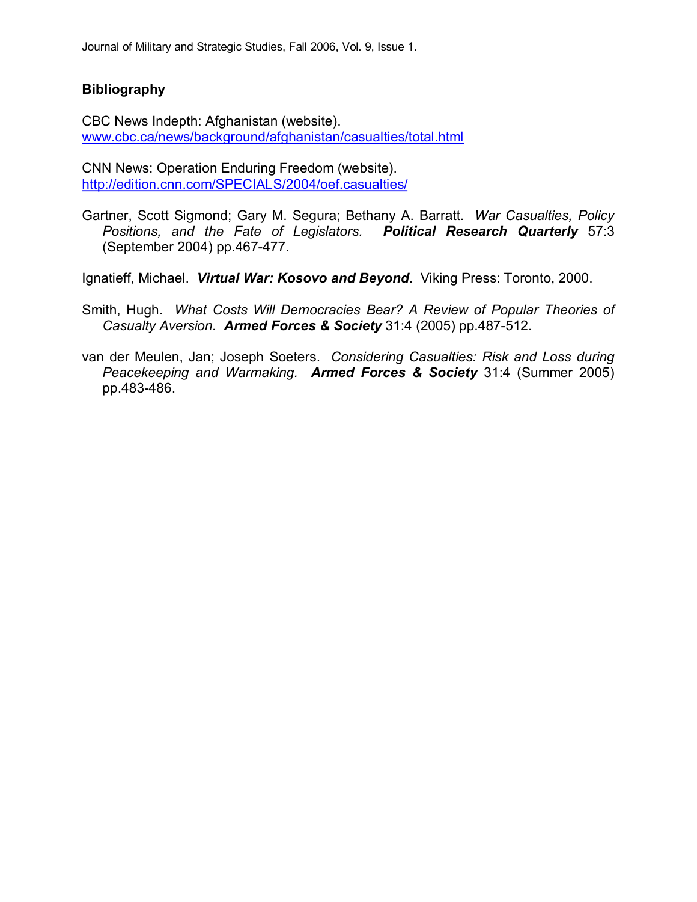## Bibliography

CBC News Indepth: Afghanistan (website). www.cbc.ca/news/background/afghanistan/casualties/total.html

CNN News: Operation Enduring Freedom (website). http://edition.cnn.com/SPECIALS/2004/oef.casualties/

Gartner, Scott Sigmond; Gary M. Segura; Bethany A. Barratt. *War Casualties, Policy Positions, and the Fate of Legislators.* ***Political Research Quarterly*** 57:3 (September 2004) pp.467-477.

Ignatieff, Michael. ***Virtual War: Kosovo and Beyond***. Viking Press: Toronto, 2000.

Smith, Hugh. *What Costs Will Democracies Bear? A Review of Popular Theories of Casualty Aversion.* ***Armed Forces & Society*** 31:4 (2005) pp.487-512.

van der Meulen, Jan; Joseph Soeters. *Considering Casualties: Risk and Loss during Peacekeeping and Warmaking.* ***Armed Forces & Society*** 31:4 (Summer 2005) pp.483-486.